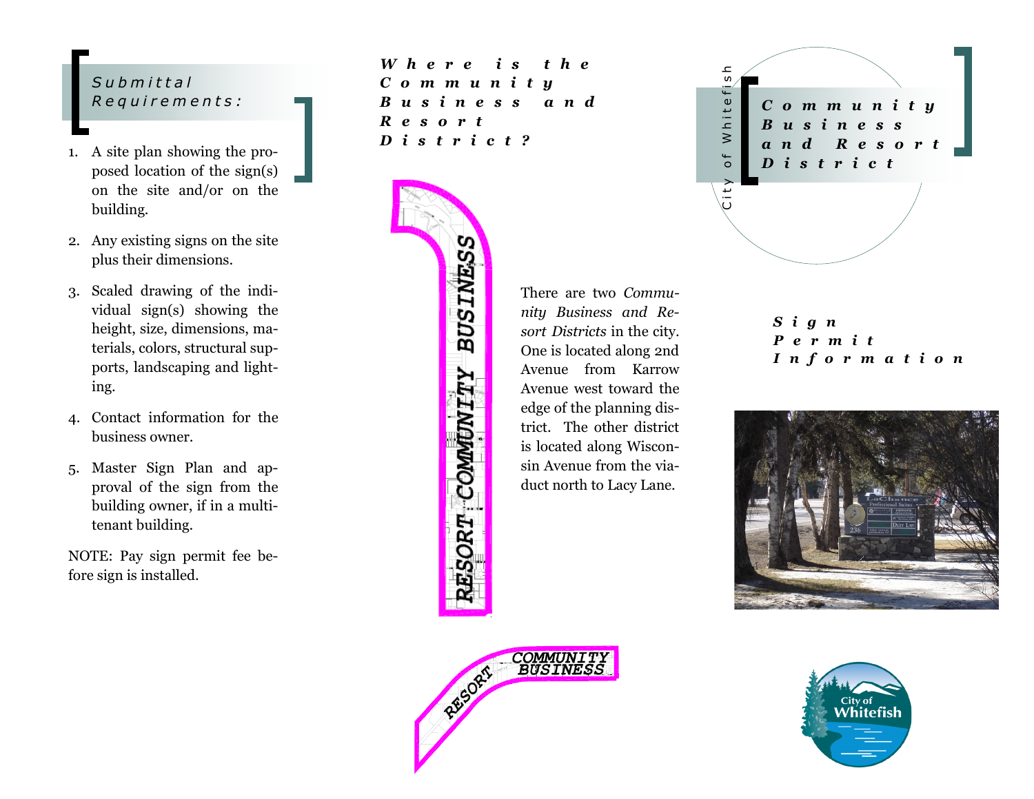## Submittal Requirements:

1. A site plan showing the proposed location of the sign(s) on the site and/or on the building.
2. Any existing signs on the site plus their dimensions.
3. Scaled drawing of the individual sign(s) showing the height, size, dimensions, materials, colors, structural supports, landscaping and lighting.
4. Contact information for the business owner.
5. Master Sign Plan and approval of the sign from the building owner, if in a multi-tenant building.

NOTE: Pay sign permit fee before sign is installed.

## Where is the Community Business and Resort District?

RESORT COMMUNITY BUSINESS

RESORT COMMUNITY BUSINESS

There are two *Community Business and Resort Districts* in the city. One is located along 2nd Avenue from Karrow Avenue west toward the edge of the planning district. The other district is located along Wisconsin Avenue from the viaduct north to Lacy Lane.

City of Whitefish

# Community Business and Resort District

## Sign Permit Information

City of Whitefish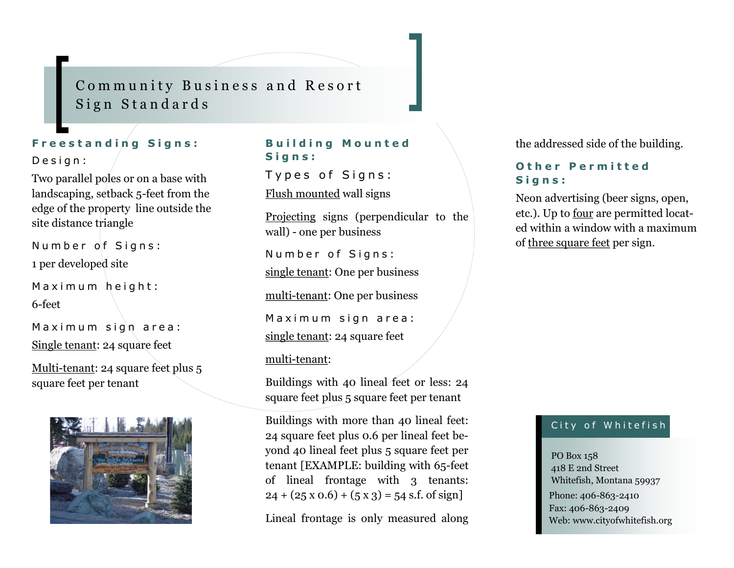# Community Business and Resort Sign Standards

## Freestanding Signs:

### Design:

Two parallel poles or on a base with landscaping, setback 5-feet from the edge of the property line outside the site distance triangle

### Number of Signs:

1 per developed site

### Maximum height:

6-feet

### Maximum sign area:

Single tenant: 24 square feet

Multi-tenant: 24 square feet plus 5 square feet per tenant

## Building Mounted Signs:

### Types of Signs:

Flush mounted wall signs

Projecting signs (perpendicular to the wall) - one per business

### Number of Signs:

single tenant: One per business

multi-tenant: One per business

### Maximum sign area:

single tenant: 24 square feet

multi-tenant:

Buildings with 40 lineal feet or less: 24 square feet plus 5 square feet per tenant

Buildings with more than 40 lineal feet: 24 square feet plus 0.6 per lineal feet beyond 40 lineal feet plus 5 square feet per tenant [EXAMPLE: building with 65-feet of lineal frontage with 3 tenants: 24 + (25 x 0.6) + (5 x 3) = 54 s.f. of sign]

Lineal frontage is only measured along the addressed side of the building.

## Other Permitted Signs:

Neon advertising (beer signs, open, etc.). Up to four are permitted located within a window with a maximum of three square feet per sign.

**City of Whitefish**

PO Box 158
418 E 2nd Street
Whitefish, Montana 59937
Phone: 406-863-2410
Fax: 406-863-2409
Web: www.cityofwhitefish.org